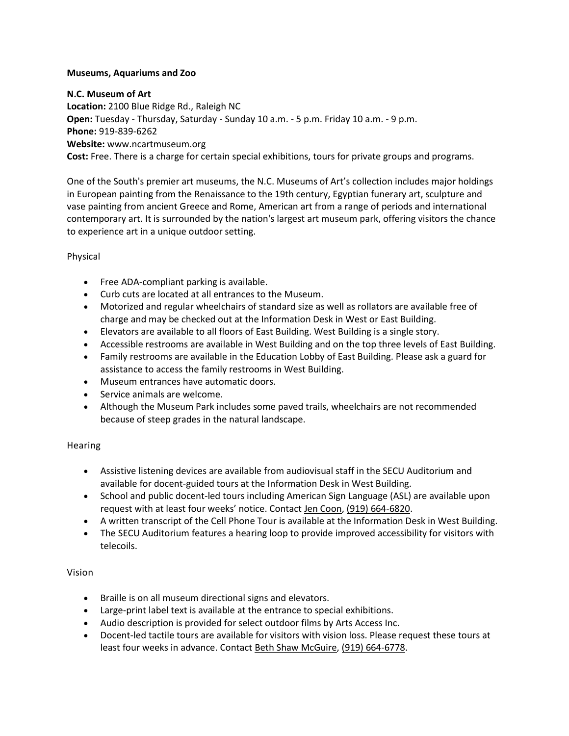# Museums, Aquariums and Zoo

## N.C. Museum of Art

**Location:** 2100 Blue Ridge Rd., Raleigh NC
**Open:** Tuesday - Thursday, Saturday - Sunday 10 a.m. - 5 p.m. Friday 10 a.m. - 9 p.m.
**Phone:** 919-839-6262
**Website:** www.ncartmuseum.org
**Cost:** Free. There is a charge for certain special exhibitions, tours for private groups and programs.

One of the South's premier art museums, the N.C. Museums of Art's collection includes major holdings in European painting from the Renaissance to the 19th century, Egyptian funerary art, sculpture and vase painting from ancient Greece and Rome, American art from a range of periods and international contemporary art. It is surrounded by the nation's largest art museum park, offering visitors the chance to experience art in a unique outdoor setting.

### Physical

- Free ADA-compliant parking is available.
- Curb cuts are located at all entrances to the Museum.
- Motorized and regular wheelchairs of standard size as well as rollators are available free of charge and may be checked out at the Information Desk in West or East Building.
- Elevators are available to all floors of East Building. West Building is a single story.
- Accessible restrooms are available in West Building and on the top three levels of East Building.
- Family restrooms are available in the Education Lobby of East Building. Please ask a guard for assistance to access the family restrooms in West Building.
- Museum entrances have automatic doors.
- Service animals are welcome.
- Although the Museum Park includes some paved trails, wheelchairs are not recommended because of steep grades in the natural landscape.

### Hearing

- Assistive listening devices are available from audiovisual staff in the SECU Auditorium and available for docent-guided tours at the Information Desk in West Building.
- School and public docent-led tours including American Sign Language (ASL) are available upon request with at least four weeks' notice. Contact Jen Coon, (919) 664-6820.
- A written transcript of the Cell Phone Tour is available at the Information Desk in West Building.
- The SECU Auditorium features a hearing loop to provide improved accessibility for visitors with telecoils.

### Vision

- Braille is on all museum directional signs and elevators.
- Large-print label text is available at the entrance to special exhibitions.
- Audio description is provided for select outdoor films by Arts Access Inc.
- Docent-led tactile tours are available for visitors with vision loss. Please request these tours at least four weeks in advance. Contact Beth Shaw McGuire, (919) 664-6778.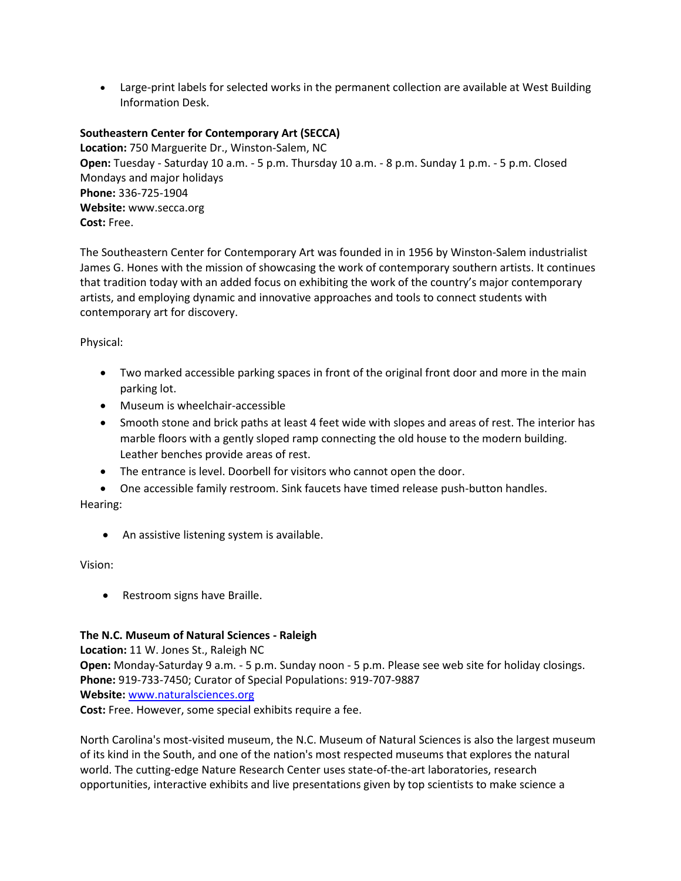- Large-print labels for selected works in the permanent collection are available at West Building Information Desk.

**Southeastern Center for Contemporary Art (SECCA)**
**Location:** 750 Marguerite Dr., Winston-Salem, NC
**Open:** Tuesday - Saturday 10 a.m. - 5 p.m. Thursday 10 a.m. - 8 p.m. Sunday 1 p.m. - 5 p.m. Closed Mondays and major holidays
**Phone:** 336-725-1904
**Website:** www.secca.org
**Cost:** Free.

The Southeastern Center for Contemporary Art was founded in in 1956 by Winston-Salem industrialist James G. Hones with the mission of showcasing the work of contemporary southern artists. It continues that tradition today with an added focus on exhibiting the work of the country's major contemporary artists, and employing dynamic and innovative approaches and tools to connect students with contemporary art for discovery.

Physical:

- Two marked accessible parking spaces in front of the original front door and more in the main parking lot.
- Museum is wheelchair-accessible
- Smooth stone and brick paths at least 4 feet wide with slopes and areas of rest. The interior has marble floors with a gently sloped ramp connecting the old house to the modern building. Leather benches provide areas of rest.
- The entrance is level. Doorbell for visitors who cannot open the door.
- One accessible family restroom. Sink faucets have timed release push-button handles.

Hearing:

- An assistive listening system is available.

Vision:

- Restroom signs have Braille.

**The N.C. Museum of Natural Sciences - Raleigh**
**Location:** 11 W. Jones St., Raleigh NC
**Open:** Monday-Saturday 9 a.m. - 5 p.m. Sunday noon - 5 p.m. Please see web site for holiday closings.
**Phone:** 919-733-7450; Curator of Special Populations: 919-707-9887
**Website:** [www.naturalsciences.org](http://www.naturalsciences.org)
**Cost:** Free. However, some special exhibits require a fee.

North Carolina's most-visited museum, the N.C. Museum of Natural Sciences is also the largest museum of its kind in the South, and one of the nation's most respected museums that explores the natural world. The cutting-edge Nature Research Center uses state-of-the-art laboratories, research opportunities, interactive exhibits and live presentations given by top scientists to make science a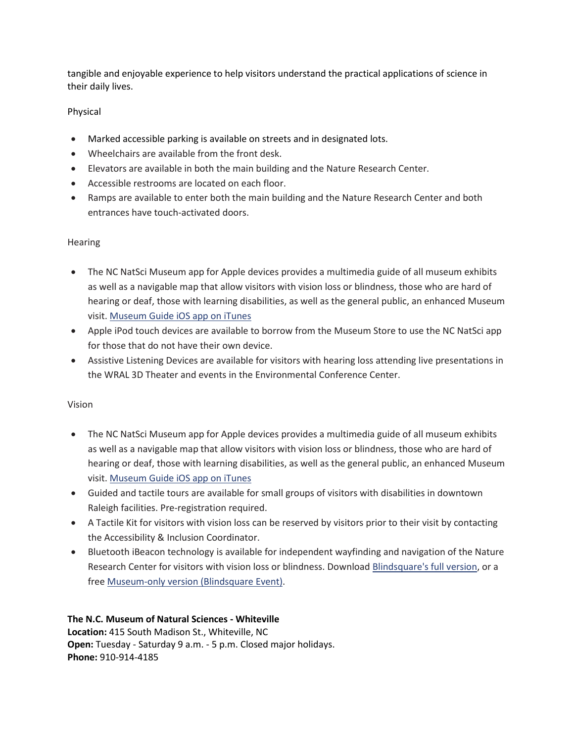tangible and enjoyable experience to help visitors understand the practical applications of science in their daily lives.

Physical

- Marked accessible parking is available on streets and in designated lots.
- Wheelchairs are available from the front desk.
- Elevators are available in both the main building and the Nature Research Center.
- Accessible restrooms are located on each floor.
- Ramps are available to enter both the main building and the Nature Research Center and both entrances have touch-activated doors.

Hearing

- The NC NatSci Museum app for Apple devices provides a multimedia guide of all museum exhibits as well as a navigable map that allow visitors with vision loss or blindness, those who are hard of hearing or deaf, those with learning disabilities, as well as the general public, an enhanced Museum visit. Museum Guide iOS app on iTunes
- Apple iPod touch devices are available to borrow from the Museum Store to use the NC NatSci app for those that do not have their own device.
- Assistive Listening Devices are available for visitors with hearing loss attending live presentations in the WRAL 3D Theater and events in the Environmental Conference Center.

Vision

- The NC NatSci Museum app for Apple devices provides a multimedia guide of all museum exhibits as well as a navigable map that allow visitors with vision loss or blindness, those who are hard of hearing or deaf, those with learning disabilities, as well as the general public, an enhanced Museum visit. Museum Guide iOS app on iTunes
- Guided and tactile tours are available for small groups of visitors with disabilities in downtown Raleigh facilities. Pre-registration required.
- A Tactile Kit for visitors with vision loss can be reserved by visitors prior to their visit by contacting the Accessibility & Inclusion Coordinator.
- Bluetooth iBeacon technology is available for independent wayfinding and navigation of the Nature Research Center for visitors with vision loss or blindness. Download Blindsquare's full version, or a free Museum-only version (Blindsquare Event).

**The N.C. Museum of Natural Sciences - Whiteville**
**Location:** 415 South Madison St., Whiteville, NC
**Open:** Tuesday - Saturday 9 a.m. - 5 p.m. Closed major holidays.
**Phone:** 910-914-4185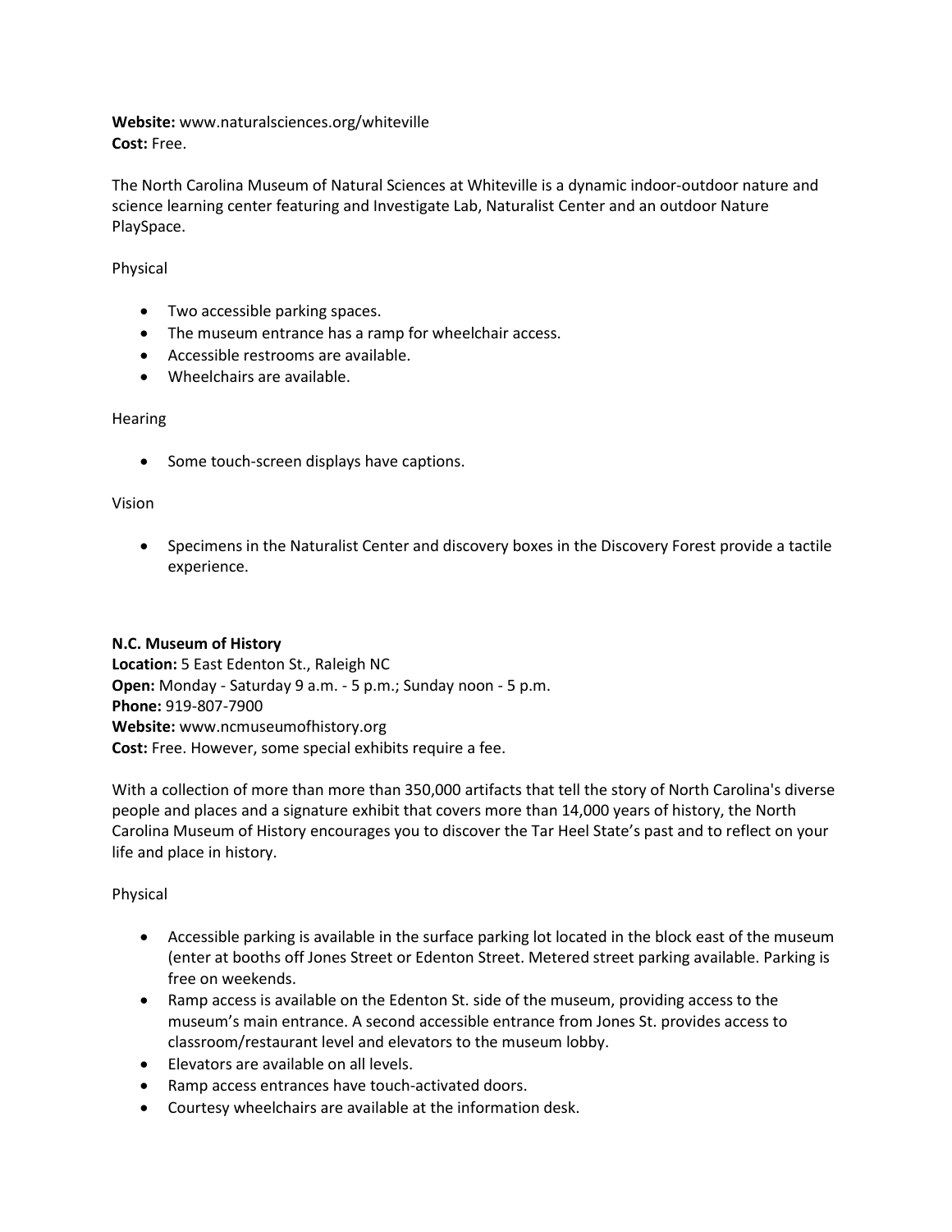**Website:** www.naturalsciences.org/whiteville
**Cost:** Free.

The North Carolina Museum of Natural Sciences at Whiteville is a dynamic indoor-outdoor nature and science learning center featuring and Investigate Lab, Naturalist Center and an outdoor Nature PlaySpace.

Physical

- Two accessible parking spaces.
- The museum entrance has a ramp for wheelchair access.
- Accessible restrooms are available.
- Wheelchairs are available.

Hearing

- Some touch-screen displays have captions.

Vision

- Specimens in the Naturalist Center and discovery boxes in the Discovery Forest provide a tactile experience.

**N.C. Museum of History**
**Location:** 5 East Edenton St., Raleigh NC
**Open:** Monday - Saturday 9 a.m. - 5 p.m.; Sunday noon - 5 p.m.
**Phone:** 919-807-7900
**Website:** www.ncmuseumofhistory.org
**Cost:** Free. However, some special exhibits require a fee.

With a collection of more than more than 350,000 artifacts that tell the story of North Carolina's diverse people and places and a signature exhibit that covers more than 14,000 years of history, the North Carolina Museum of History encourages you to discover the Tar Heel State's past and to reflect on your life and place in history.

Physical

- Accessible parking is available in the surface parking lot located in the block east of the museum (enter at booths off Jones Street or Edenton Street. Metered street parking available. Parking is free on weekends.
- Ramp access is available on the Edenton St. side of the museum, providing access to the museum's main entrance. A second accessible entrance from Jones St. provides access to classroom/restaurant level and elevators to the museum lobby.
- Elevators are available on all levels.
- Ramp access entrances have touch-activated doors.
- Courtesy wheelchairs are available at the information desk.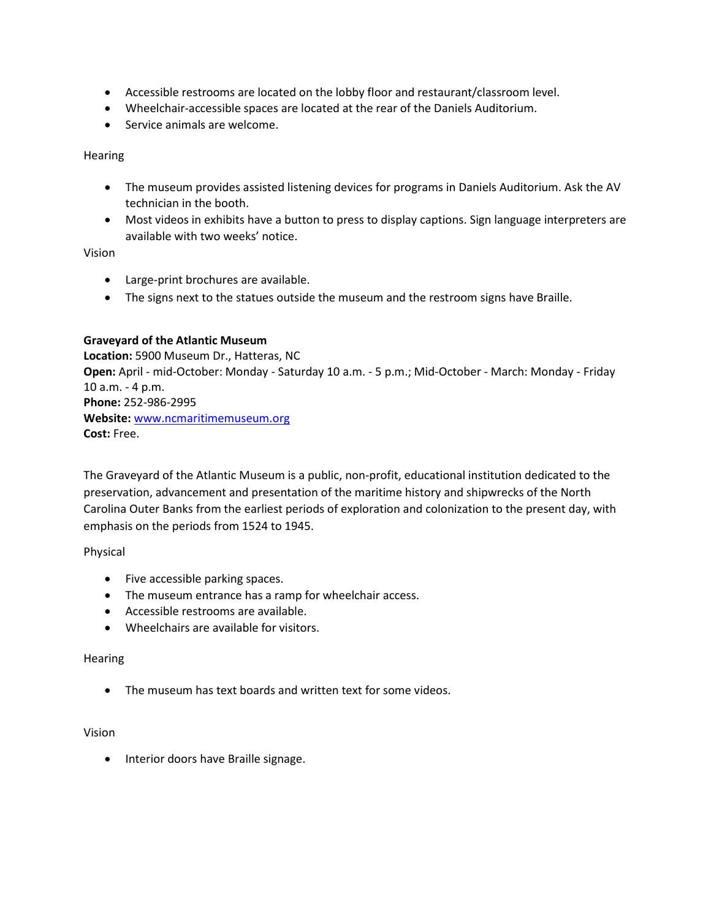- Accessible restrooms are located on the lobby floor and restaurant/classroom level.
- Wheelchair-accessible spaces are located at the rear of the Daniels Auditorium.
- Service animals are welcome.

Hearing

- The museum provides assisted listening devices for programs in Daniels Auditorium. Ask the AV technician in the booth.
- Most videos in exhibits have a button to press to display captions. Sign language interpreters are available with two weeks' notice.

Vision

- Large-print brochures are available.
- The signs next to the statues outside the museum and the restroom signs have Braille.

**Graveyard of the Atlantic Museum**
**Location:** 5900 Museum Dr., Hatteras, NC
**Open:** April - mid-October: Monday - Saturday 10 a.m. - 5 p.m.; Mid-October - March: Monday - Friday 10 a.m. - 4 p.m.
**Phone:** 252-986-2995
**Website:** [www.ncmaritimemuseum.org](http://www.ncmaritimemuseum.org)
**Cost:** Free.

The Graveyard of the Atlantic Museum is a public, non-profit, educational institution dedicated to the preservation, advancement and presentation of the maritime history and shipwrecks of the North Carolina Outer Banks from the earliest periods of exploration and colonization to the present day, with emphasis on the periods from 1524 to 1945.

Physical

- Five accessible parking spaces.
- The museum entrance has a ramp for wheelchair access.
- Accessible restrooms are available.
- Wheelchairs are available for visitors.

Hearing

- The museum has text boards and written text for some videos.

Vision

- Interior doors have Braille signage.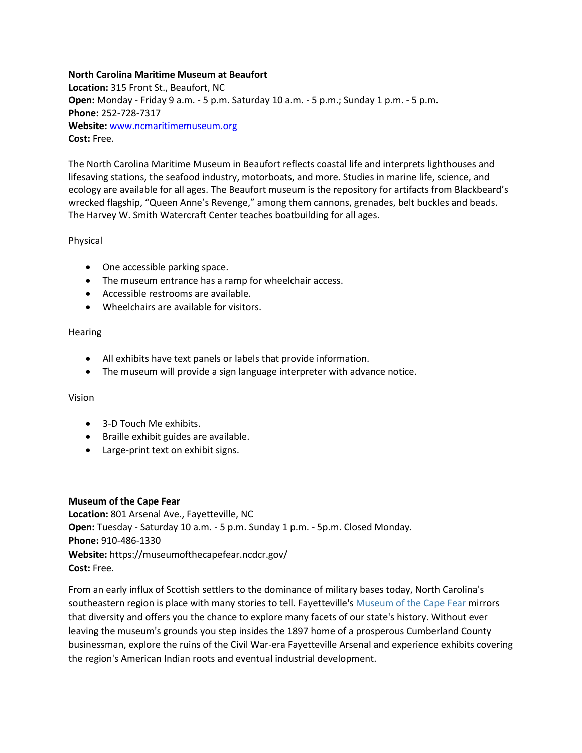**North Carolina Maritime Museum at Beaufort**
**Location:** 315 Front St., Beaufort, NC
**Open:** Monday - Friday 9 a.m. - 5 p.m. Saturday 10 a.m. - 5 p.m.; Sunday 1 p.m. - 5 p.m.
**Phone:** 252-728-7317
**Website:** [www.ncmaritimemuseum.org](www.ncmaritimemuseum.org)
**Cost:** Free.

The North Carolina Maritime Museum in Beaufort reflects coastal life and interprets lighthouses and lifesaving stations, the seafood industry, motorboats, and more. Studies in marine life, science, and ecology are available for all ages. The Beaufort museum is the repository for artifacts from Blackbeard's wrecked flagship, "Queen Anne's Revenge," among them cannons, grenades, belt buckles and beads. The Harvey W. Smith Watercraft Center teaches boatbuilding for all ages.

Physical

- One accessible parking space.
- The museum entrance has a ramp for wheelchair access.
- Accessible restrooms are available.
- Wheelchairs are available for visitors.

Hearing

- All exhibits have text panels or labels that provide information.
- The museum will provide a sign language interpreter with advance notice.

Vision

- 3-D Touch Me exhibits.
- Braille exhibit guides are available.
- Large-print text on exhibit signs.

**Museum of the Cape Fear**
**Location:** 801 Arsenal Ave., Fayetteville, NC
**Open:** Tuesday - Saturday 10 a.m. - 5 p.m. Sunday 1 p.m. - 5p.m. Closed Monday.
**Phone:** 910-486-1330
**Website:** https://museumofthecapefear.ncdcr.gov/
**Cost:** Free.

From an early influx of Scottish settlers to the dominance of military bases today, North Carolina's southeastern region is place with many stories to tell. Fayetteville's Museum of the Cape Fear mirrors that diversity and offers you the chance to explore many facets of our state's history. Without ever leaving the museum's grounds you step insides the 1897 home of a prosperous Cumberland County businessman, explore the ruins of the Civil War-era Fayetteville Arsenal and experience exhibits covering the region's American Indian roots and eventual industrial development.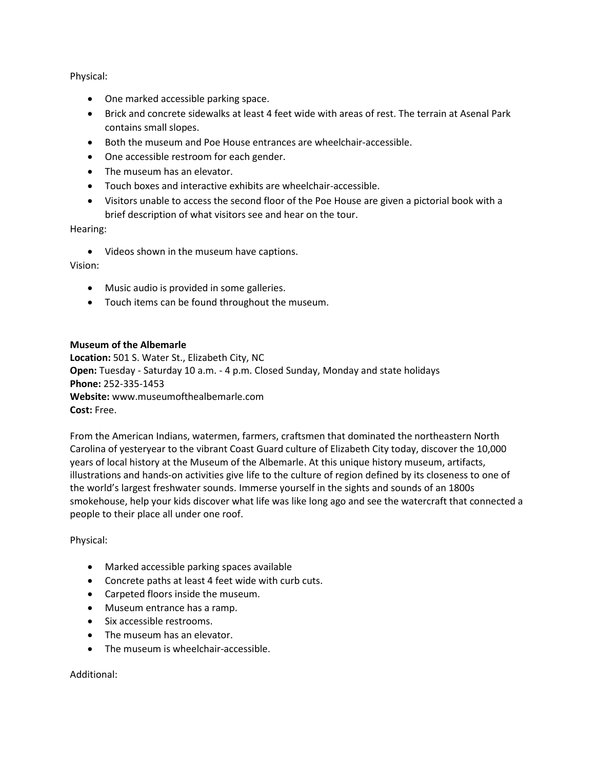Physical:

- One marked accessible parking space.
- Brick and concrete sidewalks at least 4 feet wide with areas of rest. The terrain at Asenal Park contains small slopes.
- Both the museum and Poe House entrances are wheelchair-accessible.
- One accessible restroom for each gender.
- The museum has an elevator.
- Touch boxes and interactive exhibits are wheelchair-accessible.
- Visitors unable to access the second floor of the Poe House are given a pictorial book with a brief description of what visitors see and hear on the tour.

Hearing:

- Videos shown in the museum have captions.

Vision:

- Music audio is provided in some galleries.
- Touch items can be found throughout the museum.

**Museum of the Albemarle**
**Location:** 501 S. Water St., Elizabeth City, NC
**Open:** Tuesday - Saturday 10 a.m. - 4 p.m. Closed Sunday, Monday and state holidays
**Phone:** 252-335-1453
**Website:** www.museumofthealbemarle.com
**Cost:** Free.

From the American Indians, watermen, farmers, craftsmen that dominated the northeastern North Carolina of yesteryear to the vibrant Coast Guard culture of Elizabeth City today, discover the 10,000 years of local history at the Museum of the Albemarle. At this unique history museum, artifacts, illustrations and hands-on activities give life to the culture of region defined by its closeness to one of the world's largest freshwater sounds. Immerse yourself in the sights and sounds of an 1800s smokehouse, help your kids discover what life was like long ago and see the watercraft that connected a people to their place all under one roof.

Physical:

- Marked accessible parking spaces available
- Concrete paths at least 4 feet wide with curb cuts.
- Carpeted floors inside the museum.
- Museum entrance has a ramp.
- Six accessible restrooms.
- The museum has an elevator.
- The museum is wheelchair-accessible.

Additional: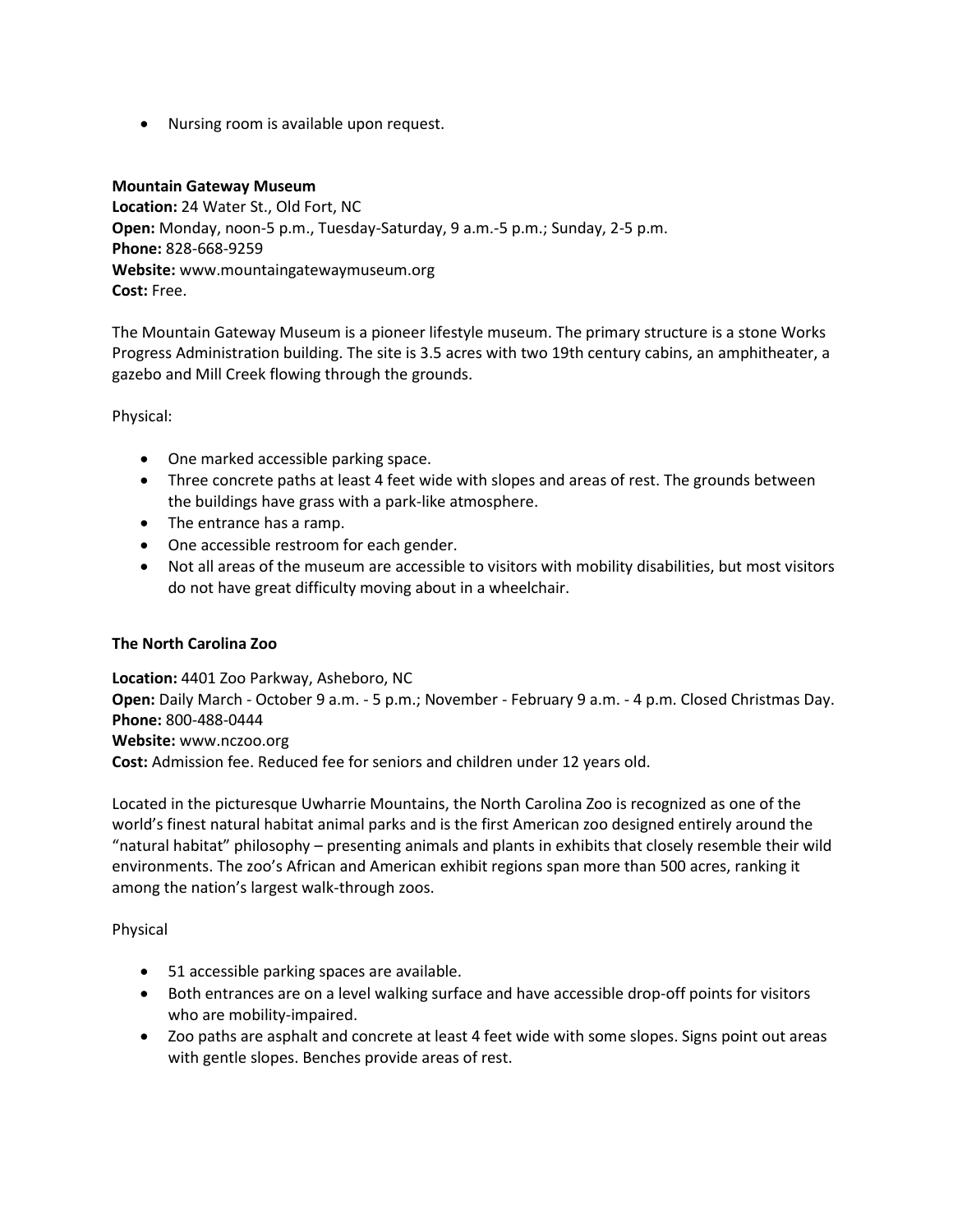- Nursing room is available upon request.

**Mountain Gateway Museum**
**Location:** 24 Water St., Old Fort, NC
**Open:** Monday, noon-5 p.m., Tuesday-Saturday, 9 a.m.-5 p.m.; Sunday, 2-5 p.m.
**Phone:** 828-668-9259
**Website:** www.mountaingatewaymuseum.org
**Cost:** Free.

The Mountain Gateway Museum is a pioneer lifestyle museum. The primary structure is a stone Works Progress Administration building. The site is 3.5 acres with two 19th century cabins, an amphitheater, a gazebo and Mill Creek flowing through the grounds.

Physical:

- One marked accessible parking space.
- Three concrete paths at least 4 feet wide with slopes and areas of rest. The grounds between the buildings have grass with a park-like atmosphere.
- The entrance has a ramp.
- One accessible restroom for each gender.
- Not all areas of the museum are accessible to visitors with mobility disabilities, but most visitors do not have great difficulty moving about in a wheelchair.

**The North Carolina Zoo**

**Location:** 4401 Zoo Parkway, Asheboro, NC
**Open:** Daily March - October 9 a.m. - 5 p.m.; November - February 9 a.m. - 4 p.m. Closed Christmas Day.
**Phone:** 800-488-0444
**Website:** www.nczoo.org
**Cost:** Admission fee. Reduced fee for seniors and children under 12 years old.

Located in the picturesque Uwharrie Mountains, the North Carolina Zoo is recognized as one of the world's finest natural habitat animal parks and is the first American zoo designed entirely around the "natural habitat" philosophy – presenting animals and plants in exhibits that closely resemble their wild environments. The zoo's African and American exhibit regions span more than 500 acres, ranking it among the nation's largest walk-through zoos.

Physical

- 51 accessible parking spaces are available.
- Both entrances are on a level walking surface and have accessible drop-off points for visitors who are mobility-impaired.
- Zoo paths are asphalt and concrete at least 4 feet wide with some slopes. Signs point out areas with gentle slopes. Benches provide areas of rest.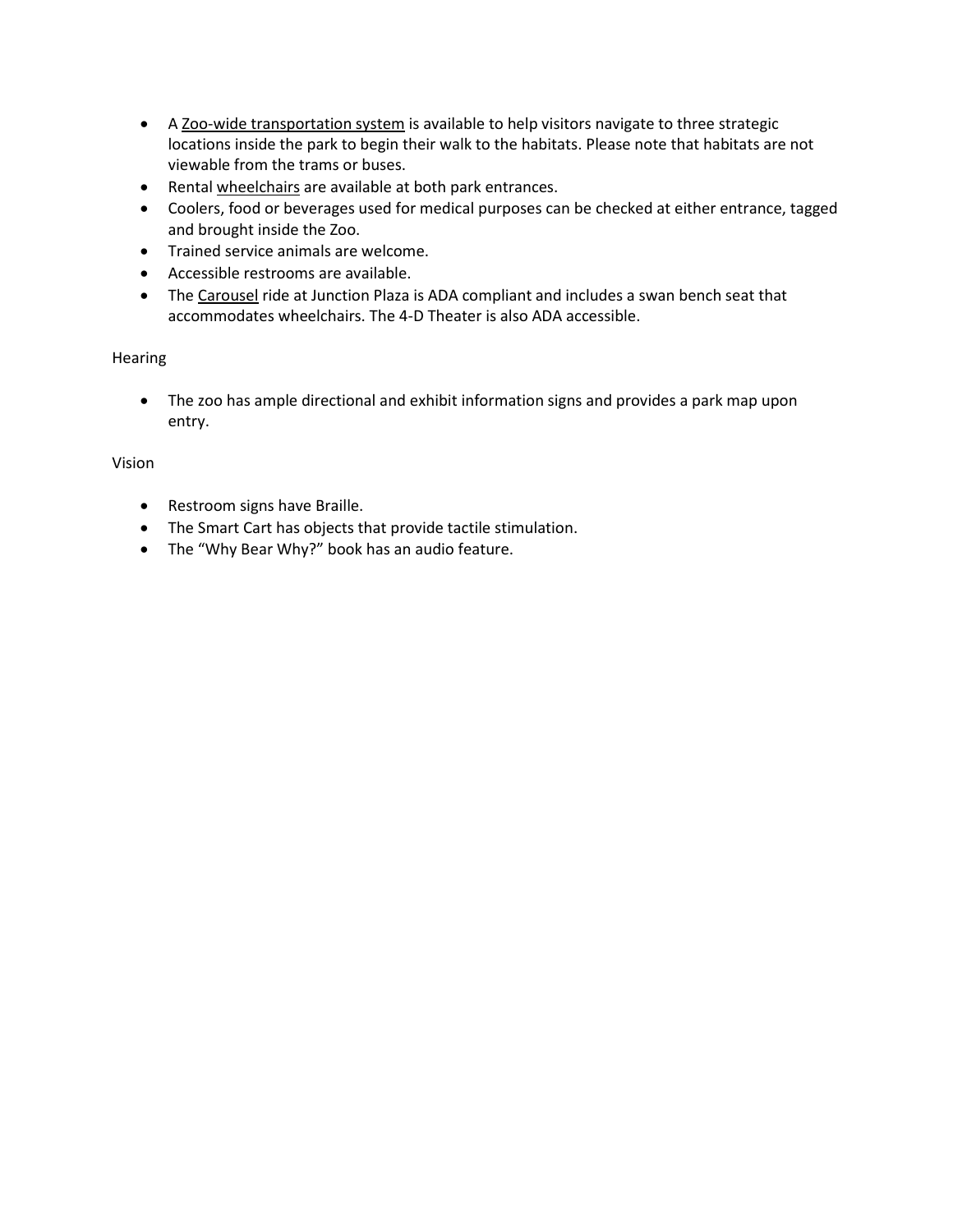- A Zoo-wide transportation system is available to help visitors navigate to three strategic locations inside the park to begin their walk to the habitats. Please note that habitats are not viewable from the trams or buses.
- Rental wheelchairs are available at both park entrances.
- Coolers, food or beverages used for medical purposes can be checked at either entrance, tagged and brought inside the Zoo.
- Trained service animals are welcome.
- Accessible restrooms are available.
- The Carousel ride at Junction Plaza is ADA compliant and includes a swan bench seat that accommodates wheelchairs. The 4-D Theater is also ADA accessible.

Hearing

- The zoo has ample directional and exhibit information signs and provides a park map upon entry.

Vision

- Restroom signs have Braille.
- The Smart Cart has objects that provide tactile stimulation.
- The "Why Bear Why?" book has an audio feature.